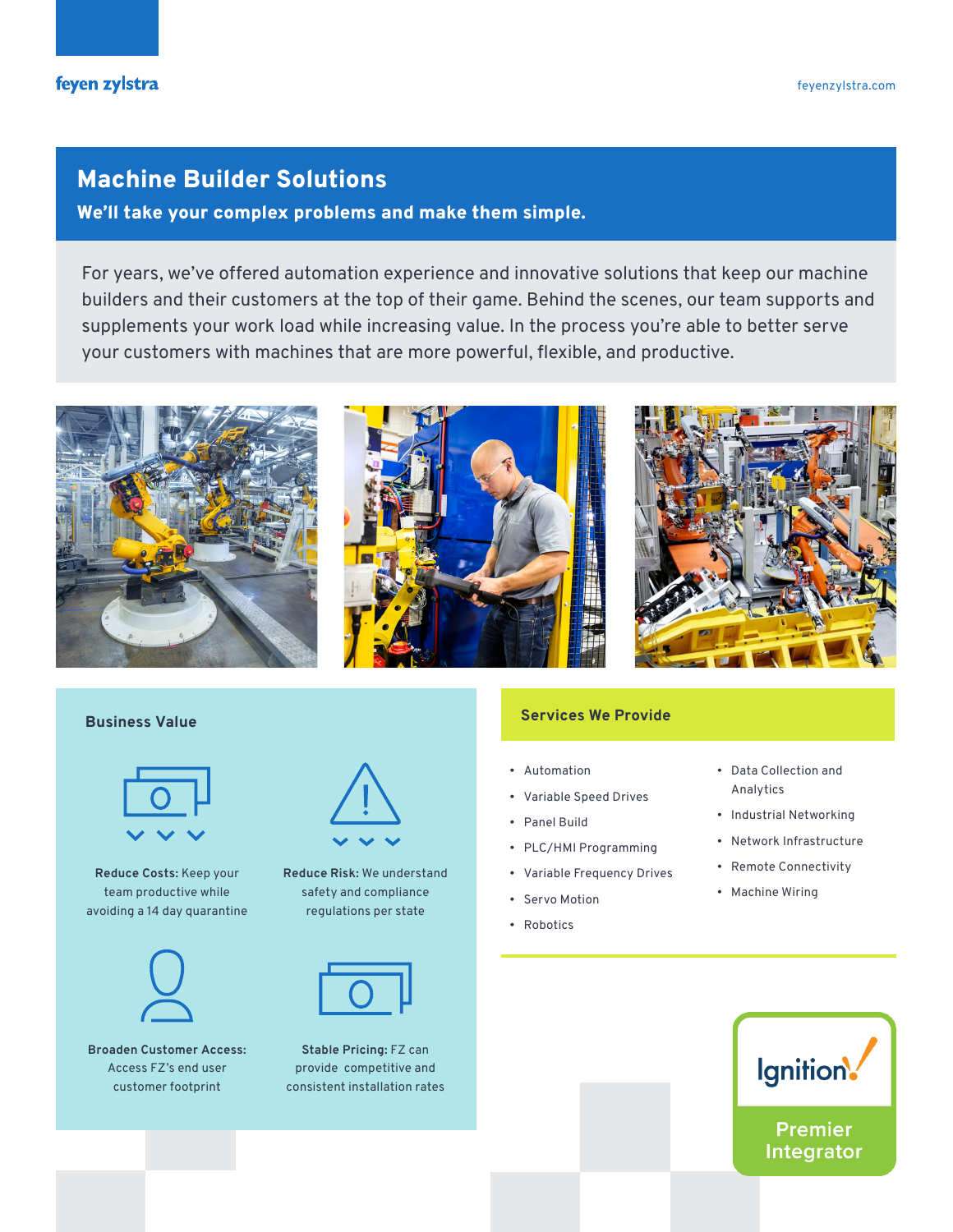feyen zylstra

feyenzylstra.com

# Machine Builder Solutions

**We'll take your complex problems and make them simple.**

For years, we've offered automation experience and innovative solutions that keep our machine builders and their customers at the top of their game. Behind the scenes, our team supports and supplements your work load while increasing value. In the process you're able to better serve your customers with machines that are more powerful, flexible, and productive.

## Business Value

**Reduce Costs:** Keep your team productive while avoiding a 14 day quarantine

**Reduce Risk:** We understand safety and compliance regulations per state

**Broaden Customer Access:** Access FZ's end user customer footprint

**Stable Pricing:** FZ can provide competitive and consistent installation rates

## Services We Provide

- Automation
- Variable Speed Drives
- Panel Build
- PLC/HMI Programming
- Variable Frequency Drives
- Servo Motion
- Robotics
- Data Collection and Analytics
- Industrial Networking
- Network Infrastructure
- Remote Connectivity
- Machine Wiring

Ignition Premier Integrator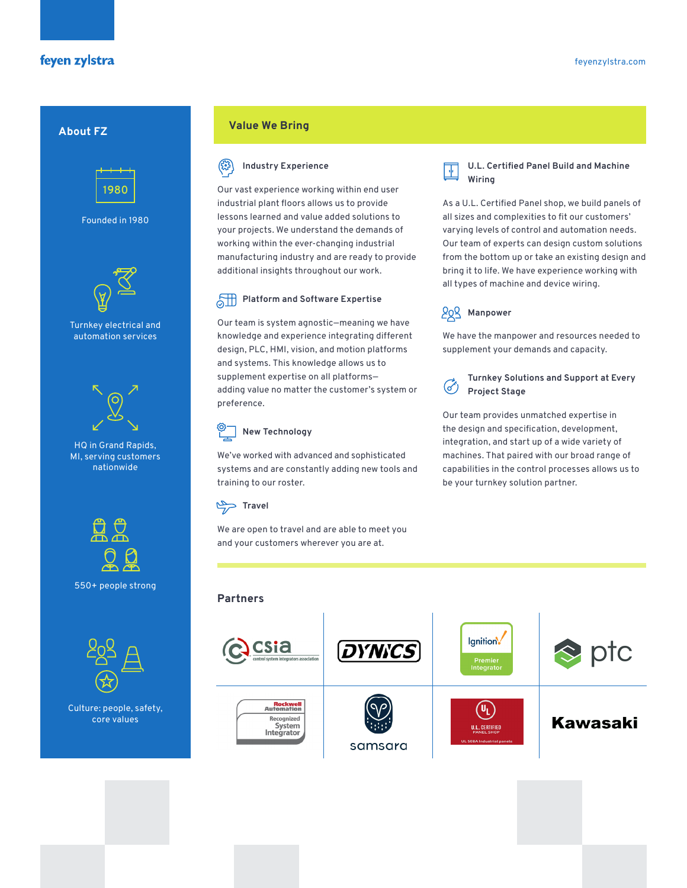feyen zylstra

feyenzylstra.com

## About FZ

1980

Founded in 1980

Turnkey electrical and automation services

HQ in Grand Rapids, MI, serving customers nationwide

550+ people strong

Culture: people, safety, core values

## Value We Bring

### Industry Experience

Our vast experience working within end user industrial plant floors allows us to provide lessons learned and value added solutions to your projects. We understand the demands of working within the ever-changing industrial manufacturing industry and are ready to provide additional insights throughout our work.

### Platform and Software Expertise

Our team is system agnostic—meaning we have knowledge and experience integrating different design, PLC, HMI, vision, and motion platforms and systems. This knowledge allows us to supplement expertise on all platforms—adding value no matter the customer's system or preference.

### New Technology

We've worked with advanced and sophisticated systems and are constantly adding new tools and training to our roster.

### Travel

We are open to travel and are able to meet you and your customers wherever you are at.

### U.L. Certified Panel Build and Machine Wiring

As a U.L. Certified Panel shop, we build panels of all sizes and complexities to fit our customers' varying levels of control and automation needs. Our team of experts can design custom solutions from the bottom up or take an existing design and bring it to life. We have experience working with all types of machine and device wiring.

### Manpower

We have the manpower and resources needed to supplement your demands and capacity.

### Turnkey Solutions and Support at Every Project Stage

Our team provides unmatched expertise in the design and specification, development, integration, and start up of a wide variety of machines. That paired with our broad range of capabilities in the control processes allows us to be your turnkey solution partner.

## Partners

| | | | |
|---|---|---|---|
| csia control system integrators association | DYNICS | Ignition Premier Integrator | ptc |
| Rockwell Automation Recognized System Integrator | samsara | U.L. CERTIFIED PANEL SHOP UL 508A Industrial panels | Kawasaki |